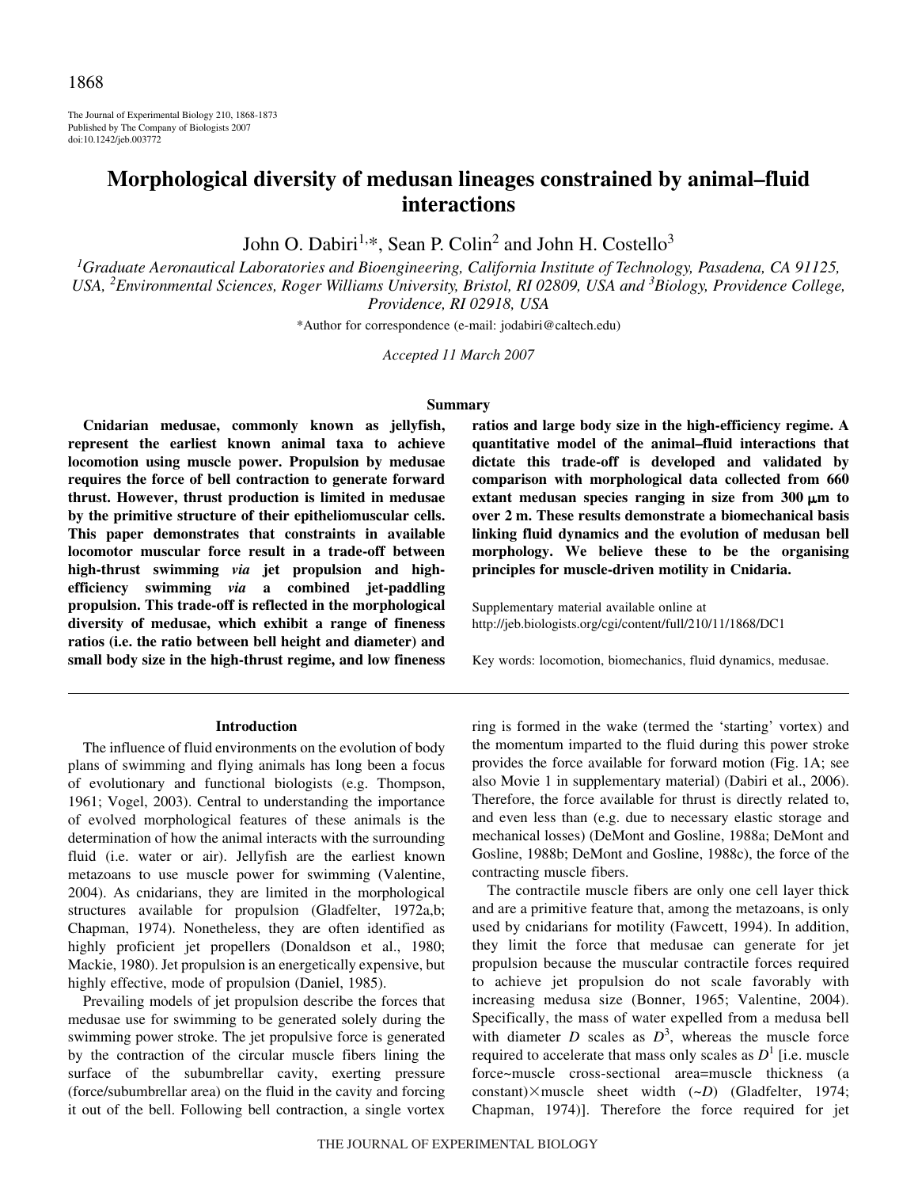# Morphological diversity of medusan lineages constrained by animal–fluid interactions

John O. Dabiri[1,*], Sean P. Colin[2] and John H. Costello[3]

[1]Graduate Aeronautical Laboratories and Bioengineering, California Institute of Technology, Pasadena, CA 91125, USA, [2]Environmental Sciences, Roger Williams University, Bristol, RI 02809, USA and [3]Biology, Providence College, Providence, RI 02918, USA

*Author for correspondence (e-mail: jodabiri@caltech.edu)

*Accepted 11 March 2007*

## Summary

**Cnidarian medusae, commonly known as jellyfish, represent the earliest known animal taxa to achieve locomotion using muscle power. Propulsion by medusae requires the force of bell contraction to generate forward thrust. However, thrust production is limited in medusae by the primitive structure of their epitheliomuscular cells. This paper demonstrates that constraints in available locomotor muscular force result in a trade-off between high-thrust swimming *via* jet propulsion and high-efficiency swimming *via* a combined jet-paddling propulsion. This trade-off is reflected in the morphological diversity of medusae, which exhibit a range of fineness ratios (i.e. the ratio between bell height and diameter) and small body size in the high-thrust regime, and low fineness ratios and large body size in the high-efficiency regime. A quantitative model of the animal–fluid interactions that dictate this trade-off is developed and validated by comparison with morphological data collected from 660 extant medusan species ranging in size from 300 μm to over 2 m. These results demonstrate a biomechanical basis linking fluid dynamics and the evolution of medusan bell morphology. We believe these to be the organising principles for muscle-driven motility in Cnidaria.**

Supplementary material available online at http://jeb.biologists.org/cgi/content/full/210/11/1868/DC1

Key words: locomotion, biomechanics, fluid dynamics, medusae.

## Introduction

The influence of fluid environments on the evolution of body plans of swimming and flying animals has long been a focus of evolutionary and functional biologists (e.g. Thompson, 1961; Vogel, 2003). Central to understanding the importance of evolved morphological features of these animals is the determination of how the animal interacts with the surrounding fluid (i.e. water or air). Jellyfish are the earliest known metazoans to use muscle power for swimming (Valentine, 2004). As cnidarians, they are limited in the morphological structures available for propulsion (Gladfelter, 1972a,b; Chapman, 1974). Nonetheless, they are often identified as highly proficient jet propellers (Donaldson et al., 1980; Mackie, 1980). Jet propulsion is an energetically expensive, but highly effective, mode of propulsion (Daniel, 1985).

Prevailing models of jet propulsion describe the forces that medusae use for swimming to be generated solely during the swimming power stroke. The jet propulsive force is generated by the contraction of the circular muscle fibers lining the surface of the subumbrellar cavity, exerting pressure (force/subumbrellar area) on the fluid in the cavity and forcing it out of the bell. Following bell contraction, a single vortex ring is formed in the wake (termed the 'starting' vortex) and the momentum imparted to the fluid during this power stroke provides the force available for forward motion (Fig. 1A; see also Movie 1 in supplementary material) (Dabiri et al., 2006). Therefore, the force available for thrust is directly related to, and even less than (e.g. due to necessary elastic storage and mechanical losses) (DeMont and Gosline, 1988a; DeMont and Gosline, 1988b; DeMont and Gosline, 1988c), the force of the contracting muscle fibers.

The contractile muscle fibers are only one cell layer thick and are a primitive feature that, among the metazoans, is only used by cnidarians for motility (Fawcett, 1994). In addition, they limit the force that medusae can generate for jet propulsion because the muscular contractile forces required to achieve jet propulsion do not scale favorably with increasing medusa size (Bonner, 1965; Valentine, 2004). Specifically, the mass of water expelled from a medusa bell with diameter $D$ scales as $D^3$, whereas the muscle force required to accelerate that mass only scales as $D^1$ [i.e. muscle force~muscle cross-sectional area=muscle thickness (a constant)×muscle sheet width (~$D$) (Gladfelter, 1974; Chapman, 1974)]. Therefore the force required for jet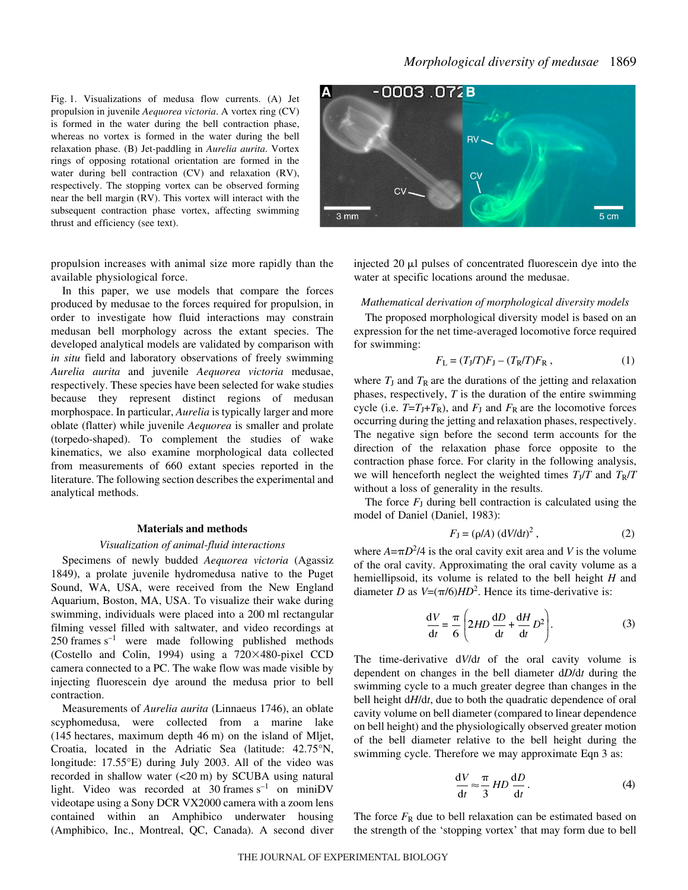Fig. 1. Visualizations of medusa flow currents. (A) Jet propulsion in juvenile *Aequorea victoria*. A vortex ring (CV) is formed in the water during the bell contraction phase, whereas no vortex is formed in the water during the bell relaxation phase. (B) Jet-paddling in *Aurelia aurita*. Vortex rings of opposing rotational orientation are formed in the water during bell contraction (CV) and relaxation (RV), respectively. The stopping vortex can be observed forming near the bell margin (RV). This vortex will interact with the subsequent contraction phase vortex, affecting swimming thrust and efficiency (see text).

propulsion increases with animal size more rapidly than the available physiological force.

In this paper, we use models that compare the forces produced by medusae to the forces required for propulsion, in order to investigate how fluid interactions may constrain medusan bell morphology across the extant species. The developed analytical models are validated by comparison with *in situ* field and laboratory observations of freely swimming *Aurelia aurita* and juvenile *Aequorea victoria* medusae, respectively. These species have been selected for wake studies because they represent distinct regions of medusan morphospace. In particular, *Aurelia* is typically larger and more oblate (flatter) while juvenile *Aequorea* is smaller and prolate (torpedo-shaped). To complement the studies of wake kinematics, we also examine morphological data collected from measurements of 660 extant species reported in the literature. The following section describes the experimental and analytical methods.

## Materials and methods

### *Visualization of animal-fluid interactions*

Specimens of newly budded *Aequorea victoria* (Agassiz 1849), a prolate juvenile hydromedusa native to the Puget Sound, WA, USA, were received from the New England Aquarium, Boston, MA, USA. To visualize their wake during swimming, individuals were placed into a 200 ml rectangular filming vessel filled with saltwater, and video recordings at 250 frames $s^{-1}$ were made following published methods (Costello and Colin, 1994) using a 720×480-pixel CCD camera connected to a PC. The wake flow was made visible by injecting fluorescein dye around the medusa prior to bell contraction.

Measurements of *Aurelia aurita* (Linnaeus 1746), an oblate scyphomedusa, were collected from a marine lake (145 hectares, maximum depth 46 m) on the island of Mljet, Croatia, located in the Adriatic Sea (latitude: 42.75°N, longitude: 17.55°E) during July 2003. All of the video was recorded in shallow water (<20 m) by SCUBA using natural light. Video was recorded at 30 frames $s^{-1}$ on miniDV videotape using a Sony DCR VX2000 camera with a zoom lens contained within an Amphibico underwater housing (Amphibico, Inc., Montreal, QC, Canada). A second diver injected 20 μl pulses of concentrated fluorescein dye into the water at specific locations around the medusae.

### *Mathematical derivation of morphological diversity models*

The proposed morphological diversity model is based on an expression for the net time-averaged locomotive force required for swimming:

$$F_L = (T_J/T)F_J - (T_R/T)F_R\ , \tag{1}$$

where $T_J$ and $T_R$ are the durations of the jetting and relaxation phases, respectively, $T$ is the duration of the entire swimming cycle (i.e. $T=T_J+T_R$), and $F_J$ and $F_R$ are the locomotive forces occurring during the jetting and relaxation phases, respectively. The negative sign before the second term accounts for the direction of the relaxation phase force opposite to the contraction phase force. For clarity in the following analysis, we will henceforth neglect the weighted times $T_J/T$ and $T_R/T$ without a loss of generality in the results.

The force $F_J$ during bell contraction is calculated using the model of Daniel (Daniel, 1983):

$$F_J = (\rho/A)\ (dV/dt)^2\ , \tag{2}$$

where $A=\pi D^2/4$ is the oral cavity exit area and $V$ is the volume of the oral cavity. Approximating the oral cavity volume as a hemiellipsoid, its volume is related to the bell height $H$ and diameter $D$ as $V=(\pi/6)HD^2$. Hence its time-derivative is:

$$\frac{dV}{dt} = \frac{\pi}{6}\left(2HD\frac{dD}{dt} + \frac{dH}{dt}D^2\right). \tag{3}$$

The time-derivative $dV/dt$ of the oral cavity volume is dependent on changes in the bell diameter $dD/dt$ during the swimming cycle to a much greater degree than changes in the bell height $dH/dt$, due to both the quadratic dependence of oral cavity volume on bell diameter (compared to linear dependence on bell height) and the physiologically observed greater motion of the bell diameter relative to the bell height during the swimming cycle. Therefore we may approximate Eqn 3 as:

$$\frac{dV}{dt} \approx \frac{\pi}{3}HD\frac{dD}{dt}\ . \tag{4}$$

The force $F_R$ due to bell relaxation can be estimated based on the strength of the 'stopping vortex' that may form due to bell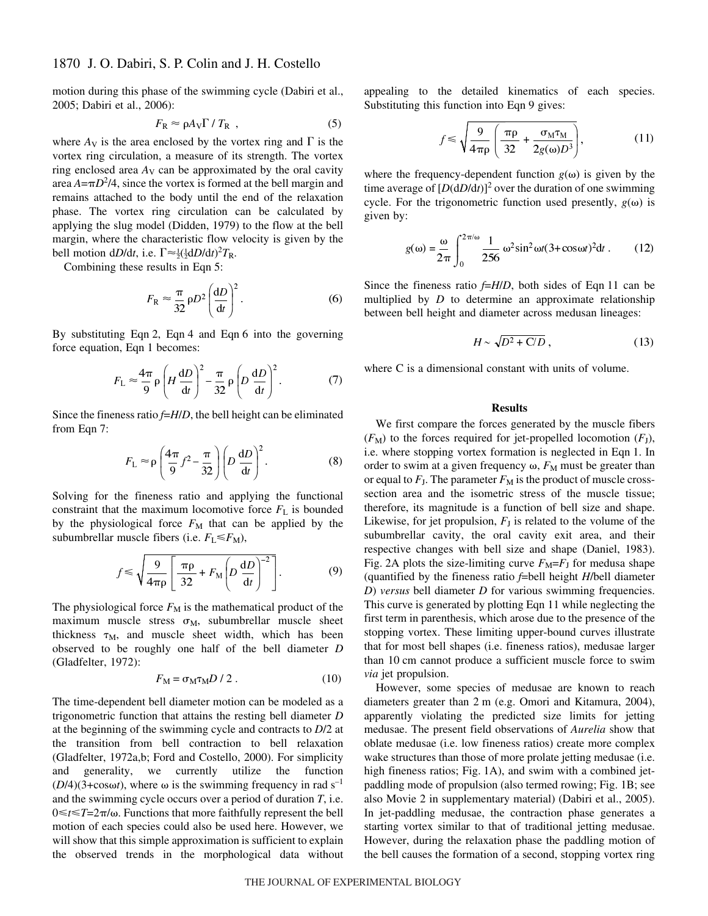motion during this phase of the swimming cycle (Dabiri et al., 2005; Dabiri et al., 2006):

$$F_R \approx \rho A_V \Gamma / T_R \ , \qquad (5)$$

where $A_V$ is the area enclosed by the vortex ring and $\Gamma$ is the vortex ring circulation, a measure of its strength. The vortex ring enclosed area $A_V$ can be approximated by the oral cavity area $A=\pi D^2/4$, since the vortex is formed at the bell margin and remains attached to the body until the end of the relaxation phase. The vortex ring circulation can be calculated by applying the slug model (Didden, 1979) to the flow at the bell margin, where the characteristic flow velocity is given by the bell motion d$D$/d$t$, i.e. $\Gamma \approx \frac{1}{2}(\frac{1}{2}\mathrm{d}D/\mathrm{d}t)^2 T_R$.

Combining these results in Eqn 5:

$$F_R \approx \frac{\pi}{32} \rho D^2 \left(\frac{\mathrm{d}D}{\mathrm{d}t}\right)^2 . \qquad (6)$$

By substituting Eqn 2, Eqn 4 and Eqn 6 into the governing force equation, Eqn 1 becomes:

$$F_L \approx \frac{4\pi}{9} \rho \left(H \frac{\mathrm{d}D}{\mathrm{d}t}\right)^2 - \frac{\pi}{32} \rho \left(D \frac{\mathrm{d}D}{\mathrm{d}t}\right)^2 . \qquad (7)$$

Since the fineness ratio $f=H/D$, the bell height can be eliminated from Eqn 7:

$$F_L \approx \rho \left(\frac{4\pi}{9} f^2 - \frac{\pi}{32}\right) \left(D \frac{\mathrm{d}D}{\mathrm{d}t}\right)^2 . \qquad (8)$$

Solving for the fineness ratio and applying the functional constraint that the maximum locomotive force $F_L$ is bounded by the physiological force $F_M$ that can be applied by the subumbrellar muscle fibers (i.e. $F_L \leqslant F_M$),

$$f \leqslant \sqrt{\frac{9}{4\pi\rho} \left[ \frac{\pi\rho}{32} + F_M \left(D \frac{\mathrm{d}D}{\mathrm{d}t}\right)^{-2} \right]} . \qquad (9)$$

The physiological force $F_M$ is the mathematical product of the maximum muscle stress $\sigma_M$, subumbrellar muscle sheet thickness $\tau_M$, and muscle sheet width, which has been observed to be roughly one half of the bell diameter $D$ (Gladfelter, 1972):

$$F_M = \sigma_M \tau_M D / 2 \ . \qquad (10)$$

The time-dependent bell diameter motion can be modeled as a trigonometric function that attains the resting bell diameter $D$ at the beginning of the swimming cycle and contracts to $D/2$ at the transition from bell contraction to bell relaxation (Gladfelter, 1972a,b; Ford and Costello, 2000). For simplicity and generality, we currently utilize the function $(D/4)(3+\cos\omega t)$, where $\omega$ is the swimming frequency in rad s$^{-1}$ and the swimming cycle occurs over a period of duration $T$, i.e. $0 \leqslant t \leqslant T=2\pi/\omega$. Functions that more faithfully represent the bell motion of each species could also be used here. However, we will show that this simple approximation is sufficient to explain the observed trends in the morphological data without appealing to the detailed kinematics of each species. Substituting this function into Eqn 9 gives:

$$f \leqslant \sqrt{\frac{9}{4\pi\rho} \left( \frac{\pi\rho}{32} + \frac{\sigma_M \tau_M}{2g(\omega)D^3} \right)} , \qquad (11)$$

where the frequency-dependent function $g(\omega)$ is given by the time average of $[D(\mathrm{d}D/\mathrm{d}t)]^2$ over the duration of one swimming cycle. For the trigonometric function used presently, $g(\omega)$ is given by:

$$g(\omega) = \frac{\omega}{2\pi} \int_0^{2\pi/\omega} \frac{1}{256} \omega^2 \sin^2 \omega t (3+\cos\omega t)^2 \mathrm{d}t \ . \qquad (12)$$

Since the fineness ratio $f=H/D$, both sides of Eqn 11 can be multiplied by $D$ to determine an approximate relationship between bell height and diameter across medusan lineages:

$$H \sim \sqrt{D^2 + \mathrm{C}/D} \ , \qquad (13)$$

where C is a dimensional constant with units of volume.

## Results

We first compare the forces generated by the muscle fibers ($F_M$) to the forces required for jet-propelled locomotion ($F_J$), i.e. where stopping vortex formation is neglected in Eqn 1. In order to swim at a given frequency $\omega$, $F_M$ must be greater than or equal to $F_J$. The parameter $F_M$ is the product of muscle cross-section area and the isometric stress of the muscle tissue; therefore, its magnitude is a function of bell size and shape. Likewise, for jet propulsion, $F_J$ is related to the volume of the subumbrellar cavity, the oral cavity exit area, and their respective changes with bell size and shape (Daniel, 1983). Fig. 2A plots the size-limiting curve $F_M=F_J$ for medusa shape (quantified by the fineness ratio $f$=bell height $H$/bell diameter $D$) *versus* bell diameter $D$ for various swimming frequencies. This curve is generated by plotting Eqn 11 while neglecting the first term in parenthesis, which arose due to the presence of the stopping vortex. These limiting upper-bound curves illustrate that for most bell shapes (i.e. fineness ratios), medusae larger than 10 cm cannot produce a sufficient muscle force to swim *via* jet propulsion.

However, some species of medusae are known to reach diameters greater than 2 m (e.g. Omori and Kitamura, 2004), apparently violating the predicted size limits for jetting medusae. The present field observations of *Aurelia* show that oblate medusae (i.e. low fineness ratios) create more complex wake structures than those of more prolate jetting medusae (i.e. high fineness ratios; Fig. 1A), and swim with a combined jet-paddling mode of propulsion (also termed rowing; Fig. 1B; see also Movie 2 in supplementary material) (Dabiri et al., 2005). In jet-paddling medusae, the contraction phase generates a starting vortex similar to that of traditional jetting medusae. However, during the relaxation phase the paddling motion of the bell causes the formation of a second, stopping vortex ring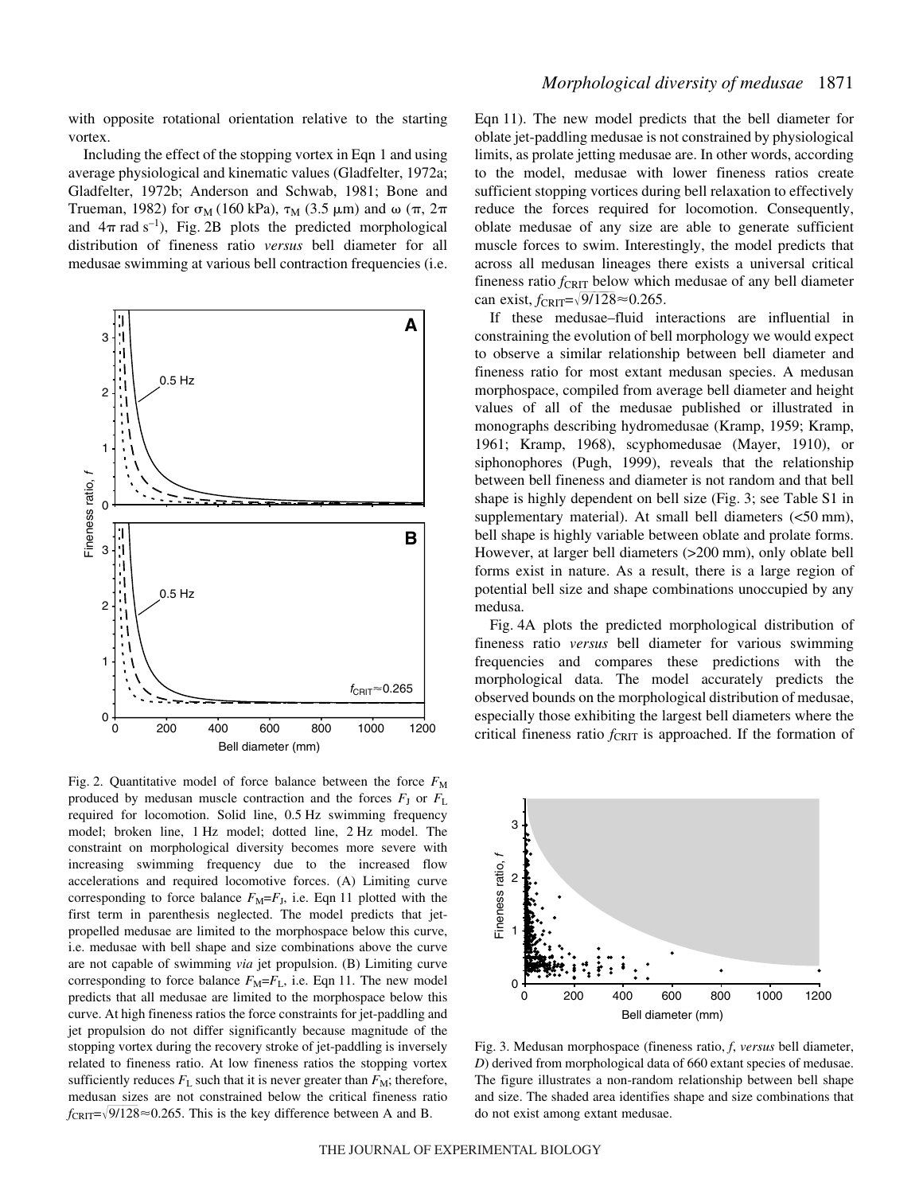with opposite rotational orientation relative to the starting vortex.

Including the effect of the stopping vortex in Eqn 1 and using average physiological and kinematic values (Gladfelter, 1972a; Gladfelter, 1972b; Anderson and Schwab, 1981; Bone and Trueman, 1982) for $\sigma_M$ (160 kPa), $\tau_M$ (3.5 μm) and $\omega$ ($\pi$, $2\pi$ and $4\pi$ rad s$^{-1}$), Fig. 2B plots the predicted morphological distribution of fineness ratio *versus* bell diameter for all medusae swimming at various bell contraction frequencies (i.e. Eqn 11). The new model predicts that the bell diameter for oblate jet-paddling medusae is not constrained by physiological limits, as prolate jetting medusae are. In other words, according to the model, medusae with lower fineness ratios create sufficient stopping vortices during bell relaxation to effectively reduce the forces required for locomotion. Consequently, oblate medusae of any size are able to generate sufficient muscle forces to swim. Interestingly, the model predicts that across all medusan lineages there exists a universal critical fineness ratio $f_{CRIT}$ below which medusae of any bell diameter can exist, $f_{CRIT}=\sqrt{9/128}\approx0.265$.

Fig. 2. Quantitative model of force balance between the force $F_M$ produced by medusan muscle contraction and the forces $F_J$ or $F_L$ required for locomotion. Solid line, 0.5 Hz swimming frequency model; broken line, 1 Hz model; dotted line, 2 Hz model. The constraint on morphological diversity becomes more severe with increasing swimming frequency due to the increased flow accelerations and required locomotive forces. (A) Limiting curve corresponding to force balance $F_M=F_J$, i.e. Eqn 11 plotted with the first term in parenthesis neglected. The model predicts that jet-propelled medusae are limited to the morphospace below this curve, i.e. medusae with bell shape and size combinations above the curve are not capable of swimming *via* jet propulsion. (B) Limiting curve corresponding to force balance $F_M=F_L$, i.e. Eqn 11. The new model predicts that all medusae are limited to the morphospace below this curve. At high fineness ratios the force constraints for jet-paddling and jet propulsion do not differ significantly because magnitude of the stopping vortex during the recovery stroke of jet-paddling is inversely related to fineness ratio. At low fineness ratios the stopping vortex sufficiently reduces $F_L$ such that it is never greater than $F_M$; therefore, medusan sizes are not constrained below the critical fineness ratio $f_{CRIT}=\sqrt{9/128}\approx0.265$. This is the key difference between A and B.

If these medusae–fluid interactions are influential in constraining the evolution of bell morphology we would expect to observe a similar relationship between bell diameter and fineness ratio for most extant medusan species. A medusan morphospace, compiled from average bell diameter and height values of all of the medusae published or illustrated in monographs describing hydromedusae (Kramp, 1959; Kramp, 1961; Kramp, 1968), scyphomedusae (Mayer, 1910), or siphonophores (Pugh, 1999), reveals that the relationship between bell fineness and diameter is not random and that bell shape is highly dependent on bell size (Fig. 3; see Table S1 in supplementary material). At small bell diameters (<50 mm), bell shape is highly variable between oblate and prolate forms. However, at larger bell diameters (>200 mm), only oblate bell forms exist in nature. As a result, there is a large region of potential bell size and shape combinations unoccupied by any medusa.

Fig. 4A plots the predicted morphological distribution of fineness ratio *versus* bell diameter for various swimming frequencies and compares these predictions with the morphological data. The model accurately predicts the observed bounds on the morphological distribution of medusae, especially those exhibiting the largest bell diameters where the critical fineness ratio $f_{CRIT}$ is approached. If the formation of

Fig. 3. Medusan morphospace (fineness ratio, *f*, *versus* bell diameter, *D*) derived from morphological data of 660 extant species of medusae. The figure illustrates a non-random relationship between bell shape and size. The shaded area identifies shape and size combinations that do not exist among extant medusae.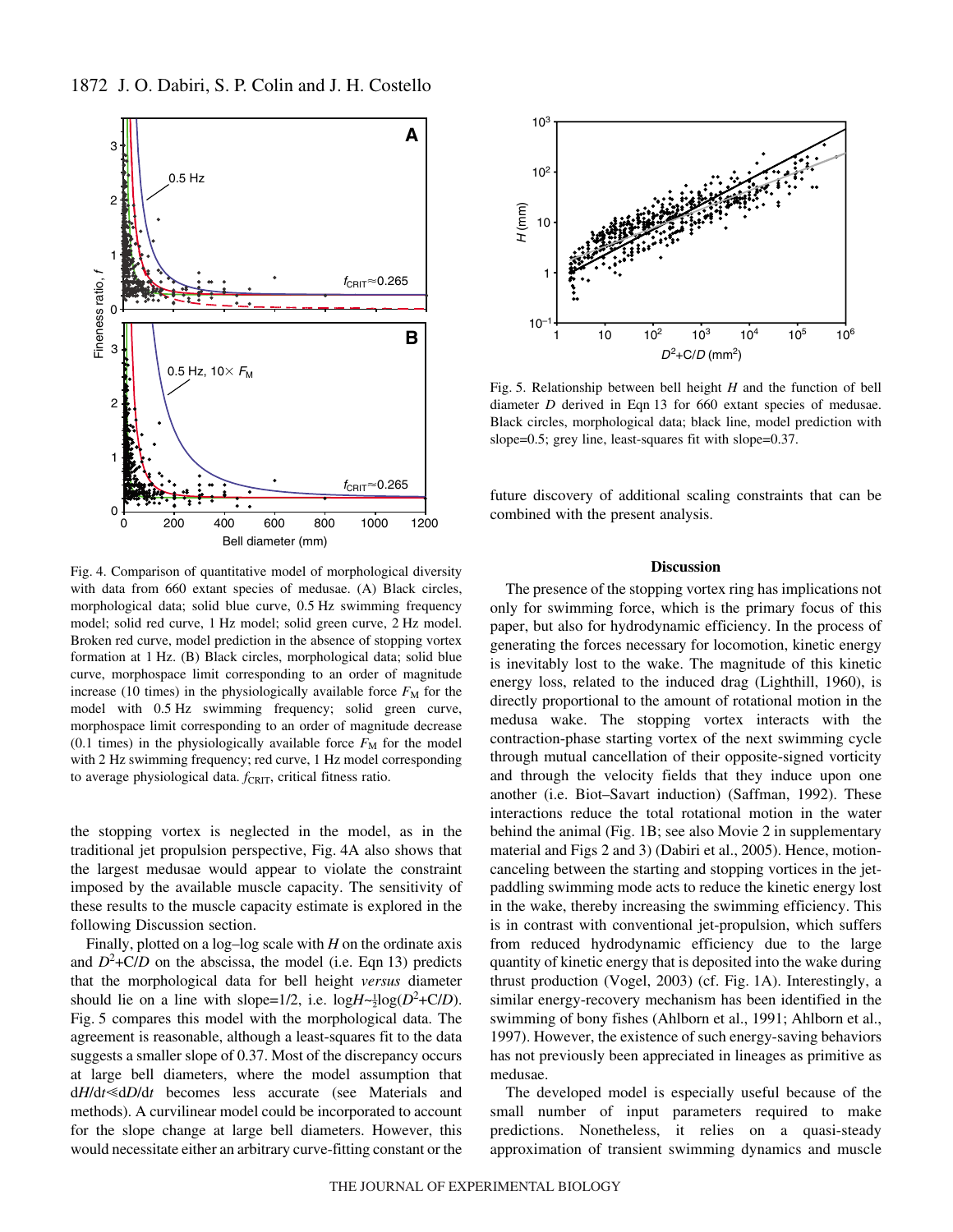Fig. 4. Comparison of quantitative model of morphological diversity with data from 660 extant species of medusae. (A) Black circles, morphological data; solid blue curve, 0.5 Hz swimming frequency model; solid red curve, 1 Hz model; solid green curve, 2 Hz model. Broken red curve, model prediction in the absence of stopping vortex formation at 1 Hz. (B) Black circles, morphological data; solid blue curve, morphospace limit corresponding to an order of magnitude increase (10 times) in the physiologically available force $F_M$ for the model with 0.5 Hz swimming frequency; solid green curve, morphospace limit corresponding to an order of magnitude decrease (0.1 times) in the physiologically available force $F_M$ for the model with 2 Hz swimming frequency; red curve, 1 Hz model corresponding to average physiological data. $f_{CRIT}$, critical fitness ratio.

the stopping vortex is neglected in the model, as in the traditional jet propulsion perspective, Fig. 4A also shows that the largest medusae would appear to violate the constraint imposed by the available muscle capacity. The sensitivity of these results to the muscle capacity estimate is explored in the following Discussion section.

Finally, plotted on a log–log scale with $H$ on the ordinate axis and $D^2$+C/$D$ on the abscissa, the model (i.e. Eqn 13) predicts that the morphological data for bell height *versus* diameter should lie on a line with slope=1/2, i.e. $\log H \sim \frac{1}{2}\log(D^2+C/D)$. Fig. 5 compares this model with the morphological data. The agreement is reasonable, although a least-squares fit to the data suggests a smaller slope of 0.37. Most of the discrepancy occurs at large bell diameters, where the model assumption that $dH/dt \ll dD/dt$ becomes less accurate (see Materials and methods). A curvilinear model could be incorporated to account for the slope change at large bell diameters. However, this would necessitate either an arbitrary curve-fitting constant or the future discovery of additional scaling constraints that can be combined with the present analysis.

Fig. 5. Relationship between bell height $H$ and the function of bell diameter $D$ derived in Eqn 13 for 660 extant species of medusae. Black circles, morphological data; black line, model prediction with slope=0.5; grey line, least-squares fit with slope=0.37.

## Discussion

The presence of the stopping vortex ring has implications not only for swimming force, which is the primary focus of this paper, but also for hydrodynamic efficiency. In the process of generating the forces necessary for locomotion, kinetic energy is inevitably lost to the wake. The magnitude of this kinetic energy loss, related to the induced drag (Lighthill, 1960), is directly proportional to the amount of rotational motion in the medusa wake. The stopping vortex interacts with the contraction-phase starting vortex of the next swimming cycle through mutual cancellation of their opposite-signed vorticity and through the velocity fields that they induce upon one another (i.e. Biot–Savart induction) (Saffman, 1992). These interactions reduce the total rotational motion in the water behind the animal (Fig. 1B; see also Movie 2 in supplementary material and Figs 2 and 3) (Dabiri et al., 2005). Hence, motion-canceling between the starting and stopping vortices in the jet-paddling swimming mode acts to reduce the kinetic energy lost in the wake, thereby increasing the swimming efficiency. This is in contrast with conventional jet-propulsion, which suffers from reduced hydrodynamic efficiency due to the large quantity of kinetic energy that is deposited into the wake during thrust production (Vogel, 2003) (cf. Fig. 1A). Interestingly, a similar energy-recovery mechanism has been identified in the swimming of bony fishes (Ahlborn et al., 1991; Ahlborn et al., 1997). However, the existence of such energy-saving behaviors has not previously been appreciated in lineages as primitive as medusae.

The developed model is especially useful because of the small number of input parameters required to make predictions. Nonetheless, it relies on a quasi-steady approximation of transient swimming dynamics and muscle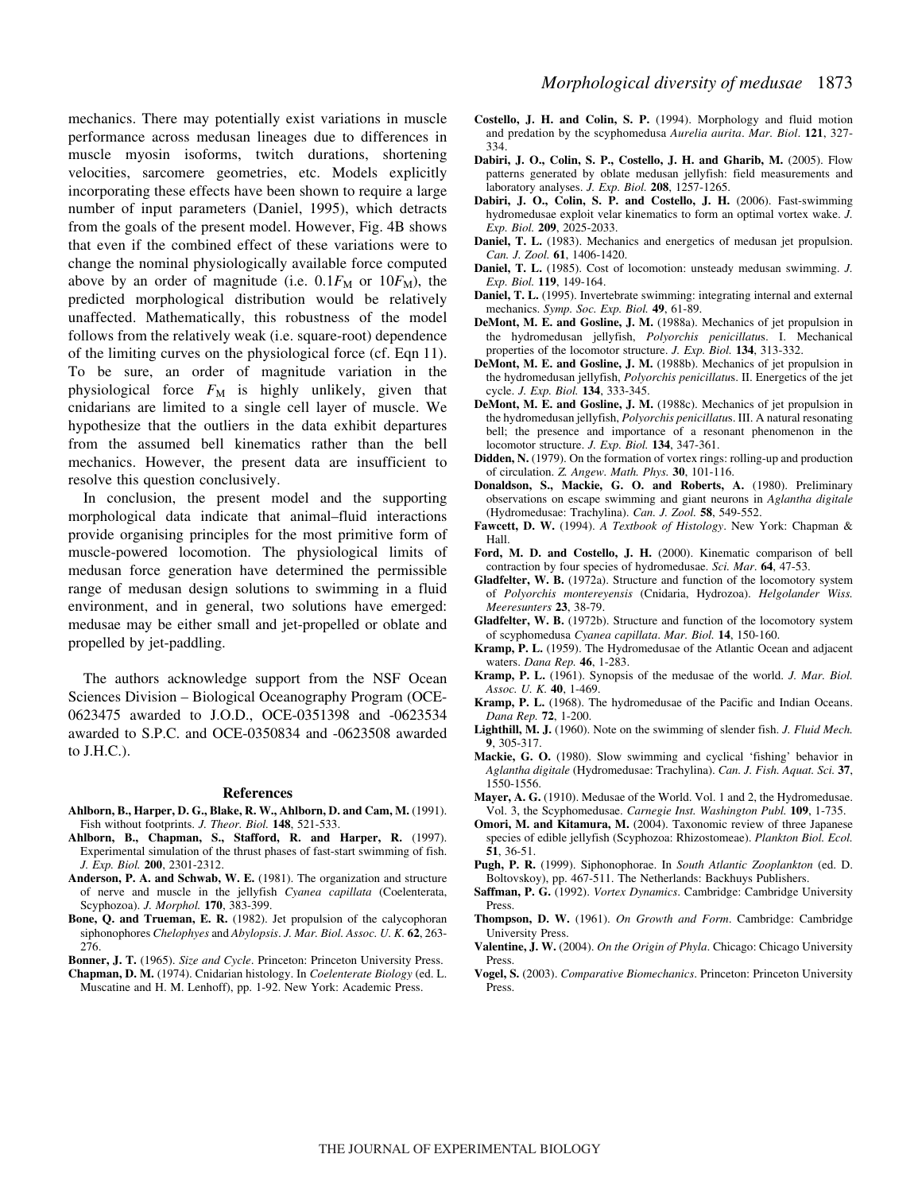mechanics. There may potentially exist variations in muscle performance across medusan lineages due to differences in muscle myosin isoforms, twitch durations, shortening velocities, sarcomere geometries, etc. Models explicitly incorporating these effects have been shown to require a large number of input parameters (Daniel, 1995), which detracts from the goals of the present model. However, Fig. 4B shows that even if the combined effect of these variations were to change the nominal physiologically available force computed above by an order of magnitude (i.e. $0.1F_M$ or $10F_M$), the predicted morphological distribution would be relatively unaffected. Mathematically, this robustness of the model follows from the relatively weak (i.e. square-root) dependence of the limiting curves on the physiological force (cf. Eqn 11). To be sure, an order of magnitude variation in the physiological force $F_M$ is highly unlikely, given that cnidarians are limited to a single cell layer of muscle. We hypothesize that the outliers in the data exhibit departures from the assumed bell kinematics rather than the bell mechanics. However, the present data are insufficient to resolve this question conclusively.

In conclusion, the present model and the supporting morphological data indicate that animal–fluid interactions provide organising principles for the most primitive form of muscle-powered locomotion. The physiological limits of medusan force generation have determined the permissible range of medusan design solutions to swimming in a fluid environment, and in general, two solutions have emerged: medusae may be either small and jet-propelled or oblate and propelled by jet-paddling.

The authors acknowledge support from the NSF Ocean Sciences Division – Biological Oceanography Program (OCE-0623475 awarded to J.O.D., OCE-0351398 and -0623534 awarded to S.P.C. and OCE-0350834 and -0623508 awarded to J.H.C.).

## References

**Ahlborn, B., Harper, D. G., Blake, R. W., Ahlborn, D. and Cam, M.** (1991). Fish without footprints. *J. Theor. Biol.* **148**, 521-533.

**Ahlborn, B., Chapman, S., Stafford, R. and Harper, R.** (1997). Experimental simulation of the thrust phases of fast-start swimming of fish. *J. Exp. Biol.* **200**, 2301-2312.

**Anderson, P. A. and Schwab, W. E.** (1981). The organization and structure of nerve and muscle in the jellyfish *Cyanea capillata* (Coelenterata, Scyphozoa). *J. Morphol.* **170**, 383-399.

**Bone, Q. and Trueman, E. R.** (1982). Jet propulsion of the calycophoran siphonophores *Chelophyes* and *Abylopsis*. *J. Mar. Biol. Assoc. U. K.* **62**, 263-276.

**Bonner, J. T.** (1965). *Size and Cycle*. Princeton: Princeton University Press.

**Chapman, D. M.** (1974). Cnidarian histology. In *Coelenterate Biology* (ed. L. Muscatine and H. M. Lenhoff), pp. 1-92. New York: Academic Press.

**Costello, J. H. and Colin, S. P.** (1994). Morphology and fluid motion and predation by the scyphomedusa *Aurelia aurita*. *Mar. Biol.* **121**, 327-334.

**Dabiri, J. O., Colin, S. P., Costello, J. H. and Gharib, M.** (2005). Flow patterns generated by oblate medusan jellyfish: field measurements and laboratory analyses. *J. Exp. Biol.* **208**, 1257-1265.

**Dabiri, J. O., Colin, S. P. and Costello, J. H.** (2006). Fast-swimming hydromedusae exploit velar kinematics to form an optimal vortex wake. *J. Exp. Biol.* **209**, 2025-2033.

**Daniel, T. L.** (1983). Mechanics and energetics of medusan jet propulsion. *Can. J. Zool.* **61**, 1406-1420.

**Daniel, T. L.** (1985). Cost of locomotion: unsteady medusan swimming. *J. Exp. Biol.* **119**, 149-164.

**Daniel, T. L.** (1995). Invertebrate swimming: integrating internal and external mechanics. *Symp. Soc. Exp. Biol.* **49**, 61-89.

**DeMont, M. E. and Gosline, J. M.** (1988a). Mechanics of jet propulsion in the hydromedusan jellyfish, *Polyorchis penicillatus*. I. Mechanical properties of the locomotor structure. *J. Exp. Biol.* **134**, 313-332.

**DeMont, M. E. and Gosline, J. M.** (1988b). Mechanics of jet propulsion in the hydromedusan jellyfish, *Polyorchis penicillatus*. II. Energetics of the jet cycle. *J. Exp. Biol.* **134**, 333-345.

**DeMont, M. E. and Gosline, J. M.** (1988c). Mechanics of jet propulsion in the hydromedusan jellyfish, *Polyorchis penicillatus*. III. A natural resonating bell; the presence and importance of a resonant phenomenon in the locomotor structure. *J. Exp. Biol.* **134**, 347-361.

**Didden, N.** (1979). On the formation of vortex rings: rolling-up and production of circulation. *Z. Angew. Math. Phys.* **30**, 101-116.

**Donaldson, S., Mackie, G. O. and Roberts, A.** (1980). Preliminary observations on escape swimming and giant neurons in *Aglantha digitale* (Hydromedusae: Trachylina). *Can. J. Zool.* **58**, 549-552.

**Fawcett, D. W.** (1994). *A Textbook of Histology*. New York: Chapman & Hall.

**Ford, M. D. and Costello, J. H.** (2000). Kinematic comparison of bell contraction by four species of hydromedusae. *Sci. Mar.* **64**, 47-53.

**Gladfelter, W. B.** (1972a). Structure and function of the locomotory system of *Polyorchis montereyensis* (Cnidaria, Hydrozoa). *Helgolander Wiss. Meeresunters* **23**, 38-79.

**Gladfelter, W. B.** (1972b). Structure and function of the locomotory system of scyphomedusa *Cyanea capillata*. *Mar. Biol.* **14**, 150-160.

**Kramp, P. L.** (1959). The Hydromedusae of the Atlantic Ocean and adjacent waters. *Dana Rep.* **46**, 1-283.

**Kramp, P. L.** (1961). Synopsis of the medusae of the world. *J. Mar. Biol. Assoc. U. K.* **40**, 1-469.

**Kramp, P. L.** (1968). The hydromedusae of the Pacific and Indian Oceans. *Dana Rep.* **72**, 1-200.

**Lighthill, M. J.** (1960). Note on the swimming of slender fish. *J. Fluid Mech.* **9**, 305-317.

**Mackie, G. O.** (1980). Slow swimming and cyclical 'fishing' behavior in *Aglantha digitale* (Hydromedusae: Trachylina). *Can. J. Fish. Aquat. Sci.* **37**, 1550-1556.

**Mayer, A. G.** (1910). Medusae of the World. Vol. 1 and 2, the Hydromedusae. Vol. 3, the Scyphomedusae. *Carnegie Inst. Washington Publ.* **109**, 1-735.

**Omori, M. and Kitamura, M.** (2004). Taxonomic review of three Japanese species of edible jellyfish (Scyphozoa: Rhizostomeae). *Plankton Biol. Ecol.* **51**, 36-51.

**Pugh, P. R.** (1999). Siphonophorae. In *South Atlantic Zooplankton* (ed. D. Boltovskoy), pp. 467-511. The Netherlands: Backhuys Publishers.

**Saffman, P. G.** (1992). *Vortex Dynamics*. Cambridge: Cambridge University Press.

**Thompson, D. W.** (1961). *On Growth and Form*. Cambridge: Cambridge University Press.

**Valentine, J. W.** (2004). *On the Origin of Phyla*. Chicago: Chicago University Press.

**Vogel, S.** (2003). *Comparative Biomechanics*. Princeton: Princeton University Press.